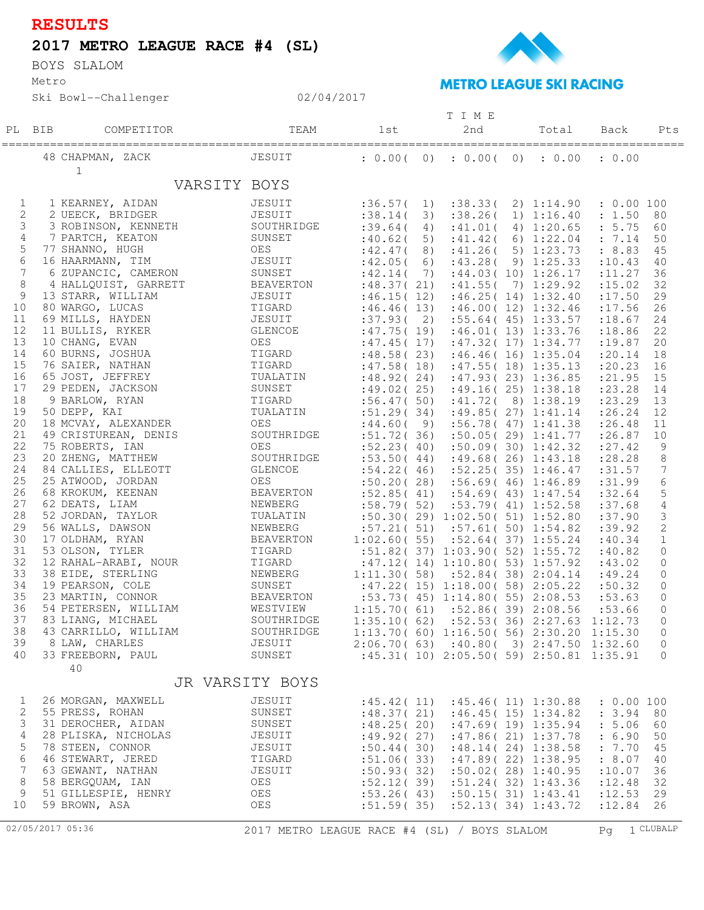# RESULTS

## 2017 METRO LEAGUE RACE #4 (SL)

BOYS SLALOM

Metro

Ski Bowl--Challenger 02/04/2017

METRO LEAGUE SKI RACING

| PL | BIB | COMPETITOR | TEAM | 1st | 2nd | Total | Back | Pts |
|---|---|---|---|---|---|---|---|---|
| | 48 | CHAPMAN, ZACK | JESUIT | : 0.00( 0) | : 0.00( 0) | : 0.00 | : 0.00 | |
| | 1 | | | | | | | |
| | | **VARSITY BOYS** | | | | | | |
| 1 | 1 | KEARNEY, AIDAN | JESUIT | :36.57( 1) | :38.33( 2) | 1:14.90 | : 0.00 | 100 |
| 2 | 2 | UEECK, BRIDGER | JESUIT | :38.14( 3) | :38.26( 1) | 1:16.40 | : 1.50 | 80 |
| 3 | 3 | ROBINSON, KENNETH | SOUTHRIDGE | :39.64( 4) | :41.01( 4) | 1:20.65 | : 5.75 | 60 |
| 4 | 7 | PARTCH, KEATON | SUNSET | :40.62( 5) | :41.42( 6) | 1:22.04 | : 7.14 | 50 |
| 5 | 77 | SHANNO, HUGH | OES | :42.47( 8) | :41.26( 5) | 1:23.73 | : 8.83 | 45 |
| 6 | 16 | HAARMANN, TIM | JESUIT | :42.05( 6) | :43.28( 9) | 1:25.33 | :10.43 | 40 |
| 7 | 6 | ZUPANCIC, CAMERON | SUNSET | :42.14( 7) | :44.03( 10) | 1:26.17 | :11.27 | 36 |
| 8 | 4 | HALLQUIST, GARRETT | BEAVERTON | :48.37( 21) | :41.55( 7) | 1:29.92 | :15.02 | 32 |
| 9 | 13 | STARR, WILLIAM | JESUIT | :46.15( 12) | :46.25( 14) | 1:32.40 | :17.50 | 29 |
| 10 | 80 | WARGO, LUCAS | TIGARD | :46.46( 13) | :46.00( 12) | 1:32.46 | :17.56 | 26 |
| 11 | 69 | MILLS, HAYDEN | JESUIT | :37.93( 2) | :55.64( 45) | 1:33.57 | :18.67 | 24 |
| 12 | 11 | BULLIS, RYKER | GLENCOE | :47.75( 19) | :46.01( 13) | 1:33.76 | :18.86 | 22 |
| 13 | 10 | CHANG, EVAN | OES | :47.45( 17) | :47.32( 17) | 1:34.77 | :19.87 | 20 |
| 14 | 60 | BURNS, JOSHUA | TIGARD | :48.58( 23) | :46.46( 16) | 1:35.04 | :20.14 | 18 |
| 15 | 76 | SAIER, NATHAN | TIGARD | :47.58( 18) | :47.55( 18) | 1:35.13 | :20.23 | 16 |
| 16 | 65 | JOST, JEFFREY | TUALATIN | :48.92( 24) | :47.93( 23) | 1:36.85 | :21.95 | 15 |
| 17 | 29 | PEDEN, JACKSON | SUNSET | :49.02( 25) | :49.16( 25) | 1:38.18 | :23.28 | 14 |
| 18 | 9 | BARLOW, RYAN | TIGARD | :56.47( 50) | :41.72( 8) | 1:38.19 | :23.29 | 13 |
| 19 | 50 | DEPP, KAI | TUALATIN | :51.29( 34) | :49.85( 27) | 1:41.14 | :26.24 | 12 |
| 20 | 18 | MCVAY, ALEXANDER | OES | :44.60( 9) | :56.78( 47) | 1:41.38 | :26.48 | 11 |
| 21 | 49 | CRISTUREAN, DENIS | SOUTHRIDGE | :51.72( 36) | :50.05( 29) | 1:41.77 | :26.87 | 10 |
| 22 | 75 | ROBERTS, IAN | OES | :52.23( 40) | :50.09( 30) | 1:42.32 | :27.42 | 9 |
| 23 | 20 | ZHENG, MATTHEW | SOUTHRIDGE | :53.50( 44) | :49.68( 26) | 1:43.18 | :28.28 | 8 |
| 24 | 84 | CALLIES, ELLEOTT | GLENCOE | :54.22( 46) | :52.25( 35) | 1:46.47 | :31.57 | 7 |
| 25 | 25 | ATWOOD, JORDAN | OES | :50.20( 28) | :56.69( 46) | 1:46.89 | :31.99 | 6 |
| 26 | 68 | KROKUM, KEENAN | BEAVERTON | :52.85( 41) | :54.69( 43) | 1:47.54 | :32.64 | 5 |
| 27 | 62 | DEATS, LIAM | NEWBERG | :58.79( 52) | :53.79( 41) | 1:52.58 | :37.68 | 4 |
| 28 | 52 | JORDAN, TAYLOR | TUALATIN | :50.30( 29) | 1:02.50( 51) | 1:52.80 | :37.90 | 3 |
| 29 | 56 | WALLS, DAWSON | NEWBERG | :57.21( 51) | :57.61( 50) | 1:54.82 | :39.92 | 2 |
| 30 | 17 | OLDHAM, RYAN | BEAVERTON | 1:02.60( 55) | :52.64( 37) | 1:55.24 | :40.34 | 1 |
| 31 | 53 | OLSON, TYLER | TIGARD | :51.82( 37) | 1:03.90( 52) | 1:55.72 | :40.82 | 0 |
| 32 | 12 | RAHAL-ARABI, NOUR | TIGARD | :47.12( 14) | 1:10.80( 53) | 1:57.92 | :43.02 | 0 |
| 33 | 38 | EIDE, STERLING | NEWBERG | 1:11.30( 58) | :52.84( 38) | 2:04.14 | :49.24 | 0 |
| 34 | 19 | PEARSON, COLE | SUNSET | :47.22( 15) | 1:18.00( 58) | 2:05.22 | :50.32 | 0 |
| 35 | 23 | MARTIN, CONNOR | BEAVERTON | :53.73( 45) | 1:14.80( 55) | 2:08.53 | :53.63 | 0 |
| 36 | 54 | PETERSEN, WILLIAM | WESTVIEW | 1:15.70( 61) | :52.86( 39) | 2:08.56 | :53.66 | 0 |
| 37 | 83 | LIANG, MICHAEL | SOUTHRIDGE | 1:35.10( 62) | :52.53( 36) | 2:27.63 | 1:12.73 | 0 |
| 38 | 43 | CARRILLO, WILLIAM | SOUTHRIDGE | 1:13.70( 60) | 1:16.50( 56) | 2:30.20 | 1:15.30 | 0 |
| 39 | 8 | LAW, CHARLES | JESUIT | 2:06.70( 63) | :40.80( 3) | 2:47.50 | 1:32.60 | 0 |
| 40 | 33 | FREEBORN, PAUL | SUNSET | :45.31( 10) | 2:05.50( 59) | 2:50.81 | 1:35.91 | 0 |
| | 40 | | | | | | | |
| | | **JR VARSITY BOYS** | | | | | | |
| 1 | 26 | MORGAN, MAXWELL | JESUIT | :45.42( 11) | :45.46( 11) | 1:30.88 | : 0.00 | 100 |
| 2 | 55 | PRESS, ROHAN | SUNSET | :48.37( 21) | :46.45( 15) | 1:34.82 | : 3.94 | 80 |
| 3 | 31 | DEROCHER, AIDAN | SUNSET | :48.25( 20) | :47.69( 19) | 1:35.94 | : 5.06 | 60 |
| 4 | 28 | PLISKA, NICHOLAS | JESUIT | :49.92( 27) | :47.86( 21) | 1:37.78 | : 6.90 | 50 |
| 5 | 78 | STEEN, CONNOR | JESUIT | :50.44( 30) | :48.14( 24) | 1:38.58 | : 7.70 | 45 |
| 6 | 46 | STEWART, JERED | TIGARD | :51.06( 33) | :47.89( 22) | 1:38.95 | : 8.07 | 40 |
| 7 | 63 | GEWANT, NATHAN | JESUIT | :50.93( 32) | :50.02( 28) | 1:40.95 | :10.07 | 36 |
| 8 | 58 | BERGQUAM, IAN | OES | :52.12( 39) | :51.24( 32) | 1:43.36 | :12.48 | 32 |
| 9 | 51 | GILLESPIE, HENRY | OES | :53.26( 43) | :50.15( 31) | 1:43.41 | :12.53 | 29 |
| 10 | 59 | BROWN, ASA | OES | :51.59( 35) | :52.13( 34) | 1:43.72 | :12.84 | 26 |

02/05/2017 05:36 2017 METRO LEAGUE RACE #4 (SL) / BOYS SLALOM CLUBALP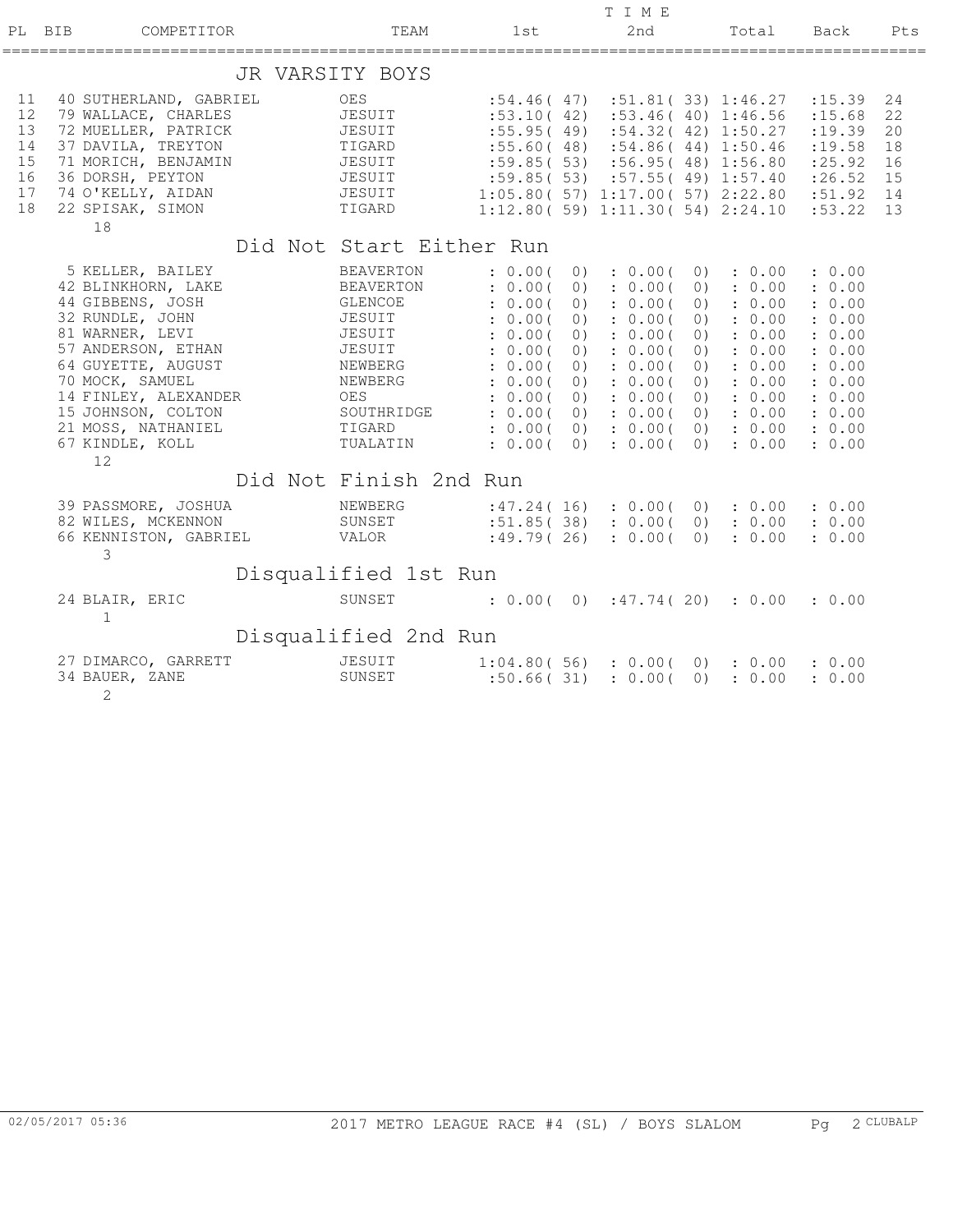| PL | BIB | COMPETITOR | TEAM | 1st | 2nd | Total | Back | Pts |
|---|---|---|---|---|---|---|---|---|

## JR VARSITY BOYS

| PL | BIB | COMPETITOR | TEAM | 1st | 2nd | Total | Back | Pts |
|---|---|---|---|---|---|---|---|---|
| 11 | 40 | SUTHERLAND, GABRIEL | OES | :54.46( 47) | :51.81( 33) | 1:46.27 | :15.39 | 24 |
| 12 | 79 | WALLACE, CHARLES | JESUIT | :53.10( 42) | :53.46( 40) | 1:46.56 | :15.68 | 22 |
| 13 | 72 | MUELLER, PATRICK | JESUIT | :55.95( 49) | :54.32( 42) | 1:50.27 | :19.39 | 20 |
| 14 | 37 | DAVILA, TREYTON | TIGARD | :55.60( 48) | :54.86( 44) | 1:50.46 | :19.58 | 18 |
| 15 | 71 | MORICH, BENJAMIN | JESUIT | :59.85( 53) | :56.95( 48) | 1:56.80 | :25.92 | 16 |
| 16 | 36 | DORSH, PEYTON | JESUIT | :59.85( 53) | :57.55( 49) | 1:57.40 | :26.52 | 15 |
| 17 | 74 | O'KELLY, AIDAN | JESUIT | 1:05.80( 57) | 1:17.00( 57) | 2:22.80 | :51.92 | 14 |
| 18 | 22 | SPISAK, SIMON | TIGARD | 1:12.80( 59) | 1:11.30( 54) | 2:24.10 | :53.22 | 13 |

18

## Did Not Start Either Run

| BIB | COMPETITOR | TEAM | 1st | 2nd | Total | Back |
|---|---|---|---|---|---|---|
| 5 | KELLER, BAILEY | BEAVERTON | : 0.00( 0) | : 0.00( 0) | : 0.00 | : 0.00 |
| 42 | BLINKHORN, LAKE | BEAVERTON | : 0.00( 0) | : 0.00( 0) | : 0.00 | : 0.00 |
| 44 | GIBBENS, JOSH | GLENCOE | : 0.00( 0) | : 0.00( 0) | : 0.00 | : 0.00 |
| 32 | RUNDLE, JOHN | JESUIT | : 0.00( 0) | : 0.00( 0) | : 0.00 | : 0.00 |
| 81 | WARNER, LEVI | JESUIT | : 0.00( 0) | : 0.00( 0) | : 0.00 | : 0.00 |
| 57 | ANDERSON, ETHAN | JESUIT | : 0.00( 0) | : 0.00( 0) | : 0.00 | : 0.00 |
| 64 | GUYETTE, AUGUST | NEWBERG | : 0.00( 0) | : 0.00( 0) | : 0.00 | : 0.00 |
| 70 | MOCK, SAMUEL | NEWBERG | : 0.00( 0) | : 0.00( 0) | : 0.00 | : 0.00 |
| 14 | FINLEY, ALEXANDER | OES | : 0.00( 0) | : 0.00( 0) | : 0.00 | : 0.00 |
| 15 | JOHNSON, COLTON | SOUTHRIDGE | : 0.00( 0) | : 0.00( 0) | : 0.00 | : 0.00 |
| 21 | MOSS, NATHANIEL | TIGARD | : 0.00( 0) | : 0.00( 0) | : 0.00 | : 0.00 |
| 67 | KINDLE, KOLL | TUALATIN | : 0.00( 0) | : 0.00( 0) | : 0.00 | : 0.00 |

12

## Did Not Finish 2nd Run

| BIB | COMPETITOR | TEAM | 1st | 2nd | Total | Back |
|---|---|---|---|---|---|---|
| 39 | PASSMORE, JOSHUA | NEWBERG | :47.24( 16) | : 0.00( 0) | : 0.00 | : 0.00 |
| 82 | WILES, MCKENNON | SUNSET | :51.85( 38) | : 0.00( 0) | : 0.00 | : 0.00 |
| 66 | KENNISTON, GABRIEL | VALOR | :49.79( 26) | : 0.00( 0) | : 0.00 | : 0.00 |

3

## Disqualified 1st Run

| BIB | COMPETITOR | TEAM | 1st | 2nd | Total | Back |
|---|---|---|---|---|---|---|
| 24 | BLAIR, ERIC | SUNSET | : 0.00( 0) | :47.74( 20) | : 0.00 | : 0.00 |

1

## Disqualified 2nd Run

| BIB | COMPETITOR | TEAM | 1st | 2nd | Total | Back |
|---|---|---|---|---|---|---|
| 27 | DIMARCO, GARRETT | JESUIT | 1:04.80( 56) | : 0.00( 0) | : 0.00 | : 0.00 |
| 34 | BAUER, ZANE | SUNSET | :50.66( 31) | : 0.00( 0) | : 0.00 | : 0.00 |

2